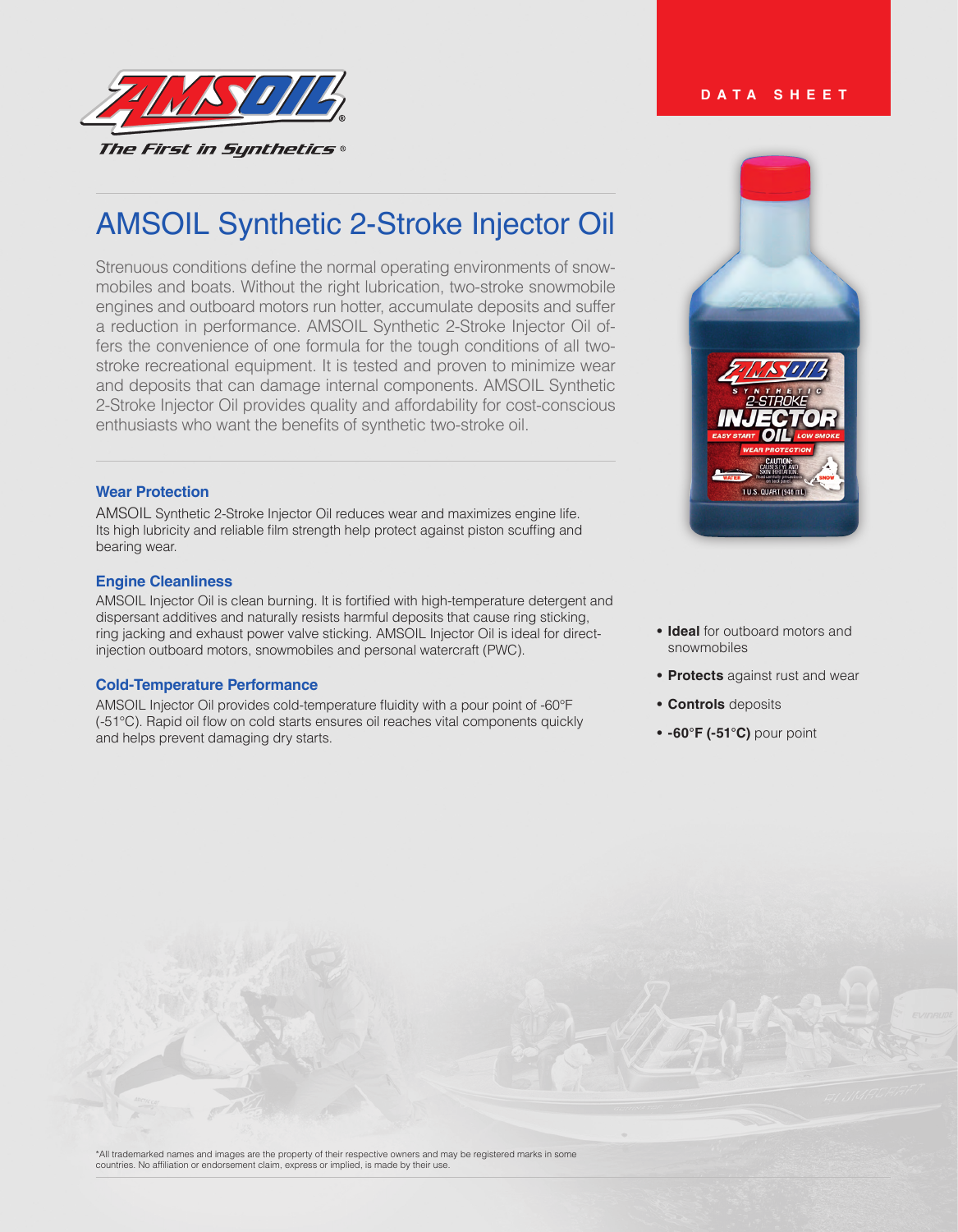DATA SHEET

# AMSOIL Synthetic 2-Stroke Injector Oil

Strenuous conditions define the normal operating environments of snowmobiles and boats. Without the right lubrication, two-stroke snowmobile engines and outboard motors run hotter, accumulate deposits and suffer a reduction in performance. AMSOIL Synthetic 2-Stroke Injector Oil offers the convenience of one formula for the tough conditions of all two-stroke recreational equipment. It is tested and proven to minimize wear and deposits that can damage internal components. AMSOIL Synthetic 2-Stroke Injector Oil provides quality and affordability for cost-conscious enthusiasts who want the benefits of synthetic two-stroke oil.

### Wear Protection

AMSOIL Synthetic 2-Stroke Injector Oil reduces wear and maximizes engine life. Its high lubricity and reliable film strength help protect against piston scuffing and bearing wear.

### Engine Cleanliness

AMSOIL Injector Oil is clean burning. It is fortified with high-temperature detergent and dispersant additives and naturally resists harmful deposits that cause ring sticking, ring jacking and exhaust power valve sticking. AMSOIL Injector Oil is ideal for direct-injection outboard motors, snowmobiles and personal watercraft (PWC).

### Cold-Temperature Performance

AMSOIL Injector Oil provides cold-temperature fluidity with a pour point of -60°F (-51°C). Rapid oil flow on cold starts ensures oil reaches vital components quickly and helps prevent damaging dry starts.

- **Ideal** for outboard motors and snowmobiles
- **Protects** against rust and wear
- **Controls** deposits
- **-60°F (-51°C)** pour point

*All trademarked names and images are the property of their respective owners and may be registered marks in some countries. No affiliation or endorsement claim, express or implied, is made by their use.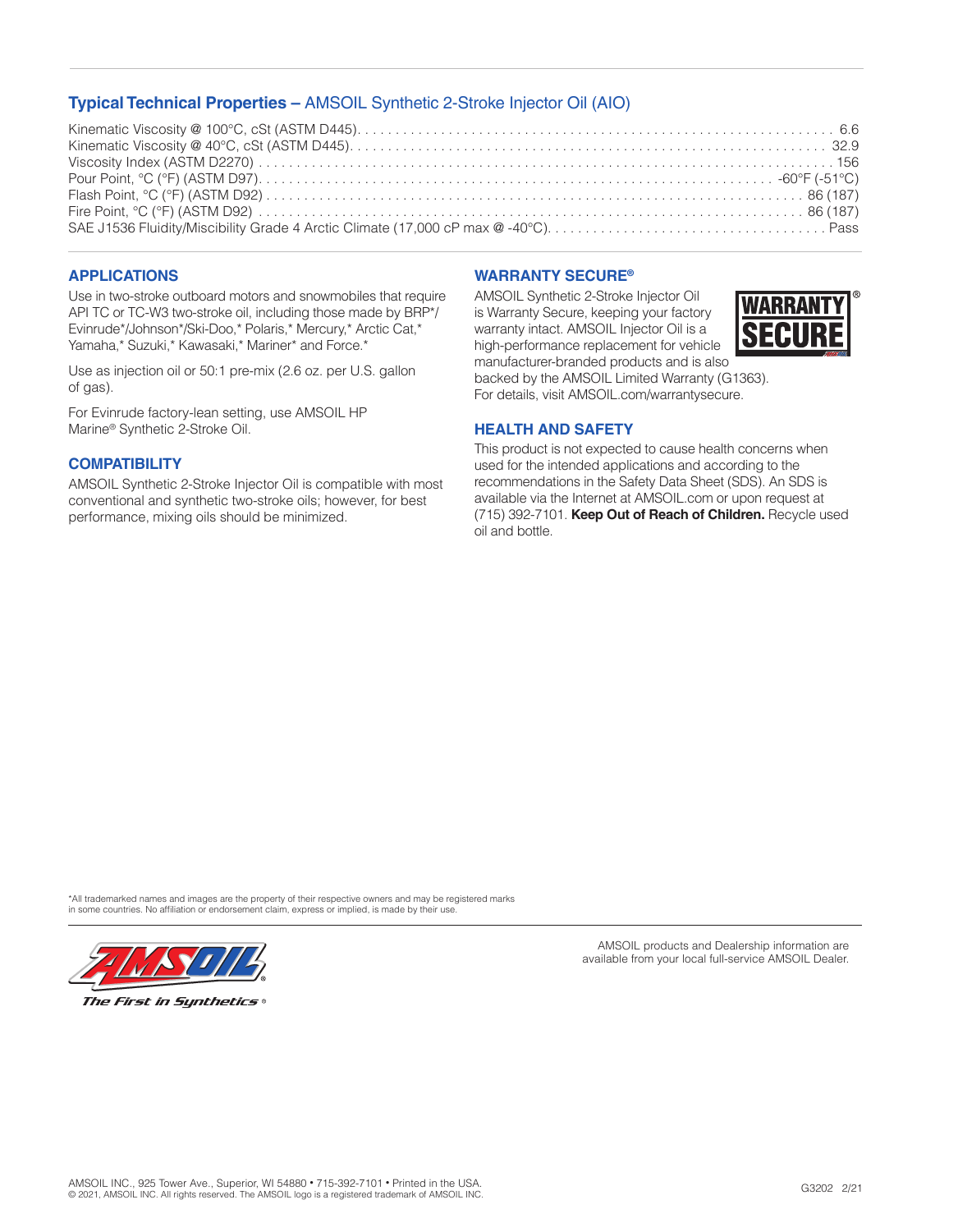## **Typical Technical Properties –** AMSOIL Synthetic 2-Stroke Injector Oil (AIO)

| | |
|---|---|
| Kinematic Viscosity @ 100°C, cSt (ASTM D445) | 6.6 |
| Kinematic Viscosity @ 40°C, cSt (ASTM D445) | 32.9 |
| Viscosity Index (ASTM D2270) | 156 |
| Pour Point, °C (°F) (ASTM D97) | -60°F (-51°C) |
| Flash Point, °C (°F) (ASTM D92) | 86 (187) |
| Fire Point, °C (°F) (ASTM D92) | 86 (187) |
| SAE J1536 Fluidity/Miscibility Grade 4 Arctic Climate (17,000 cP max @ -40°C) | Pass |

### APPLICATIONS

Use in two-stroke outboard motors and snowmobiles that require API TC or TC-W3 two-stroke oil, including those made by BRP*/Evinrude*/Johnson*/Ski-Doo,* Polaris,* Mercury,* Arctic Cat,* Yamaha,* Suzuki,* Kawasaki,* Mariner* and Force.*

Use as injection oil or 50:1 pre-mix (2.6 oz. per U.S. gallon of gas).

For Evinrude factory-lean setting, use AMSOIL HP Marine® Synthetic 2-Stroke Oil.

### COMPATIBILITY

AMSOIL Synthetic 2-Stroke Injector Oil is compatible with most conventional and synthetic two-stroke oils; however, for best performance, mixing oils should be minimized.

### WARRANTY SECURE®

AMSOIL Synthetic 2-Stroke Injector Oil is Warranty Secure, keeping your factory warranty intact. AMSOIL Injector Oil is a high-performance replacement for vehicle manufacturer-branded products and is also backed by the AMSOIL Limited Warranty (G1363). For details, visit AMSOIL.com/warrantysecure.

WARRANTY SECURE®

### HEALTH AND SAFETY

This product is not expected to cause health concerns when used for the intended applications and according to the recommendations in the Safety Data Sheet (SDS). An SDS is available via the Internet at AMSOIL.com or upon request at (715) 392-7101. **Keep Out of Reach of Children.** Recycle used oil and bottle.

*All trademarked names and images are the property of their respective owners and may be registered marks in some countries. No affiliation or endorsement claim, express or implied, is made by their use.

AMSOIL® *The First in Synthetics®*

AMSOIL products and Dealership information are available from your local full-service AMSOIL Dealer.

AMSOIL INC., 925 Tower Ave., Superior, WI 54880 • 715-392-7101 • Printed in the USA.
© 2021, AMSOIL INC. All rights reserved. The AMSOIL logo is a registered trademark of AMSOIL INC.

G3202 2/21